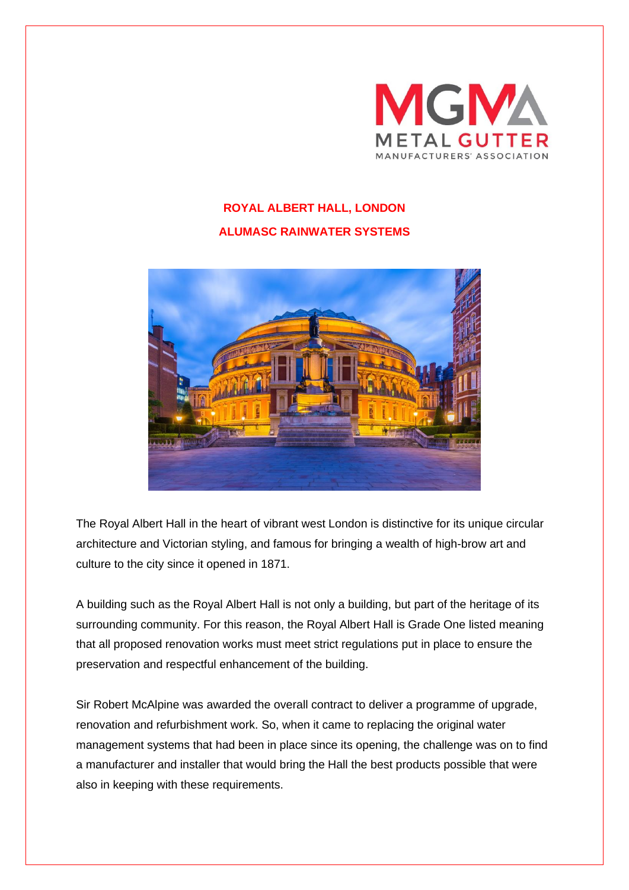**ROYAL ALBERT HALL, LONDON**

**ALUMASC RAINWATER SYSTEMS**

The Royal Albert Hall in the heart of vibrant west London is distinctive for its unique circular architecture and Victorian styling, and famous for bringing a wealth of high-brow art and culture to the city since it opened in 1871.

A building such as the Royal Albert Hall is not only a building, but part of the heritage of its surrounding community. For this reason, the Royal Albert Hall is Grade One listed meaning that all proposed renovation works must meet strict regulations put in place to ensure the preservation and respectful enhancement of the building.

Sir Robert McAlpine was awarded the overall contract to deliver a programme of upgrade, renovation and refurbishment work. So, when it came to replacing the original water management systems that had been in place since its opening, the challenge was on to find a manufacturer and installer that would bring the Hall the best products possible that were also in keeping with these requirements.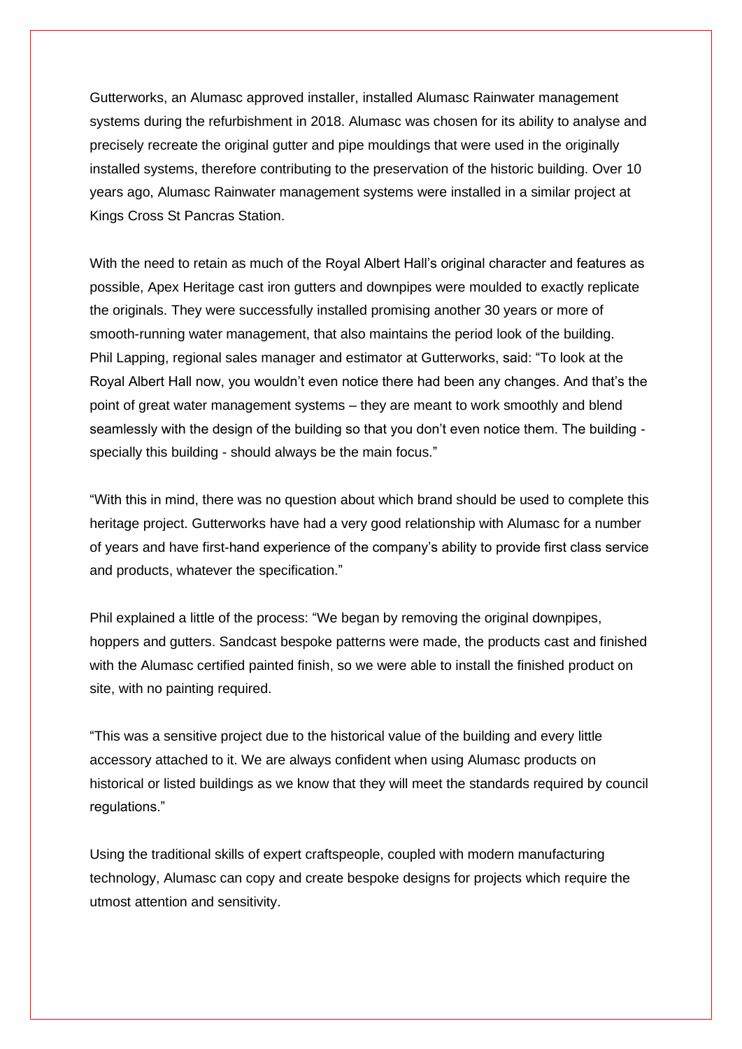Gutterworks, an Alumasc approved installer, installed Alumasc Rainwater management systems during the refurbishment in 2018. Alumasc was chosen for its ability to analyse and precisely recreate the original gutter and pipe mouldings that were used in the originally installed systems, therefore contributing to the preservation of the historic building. Over 10 years ago, Alumasc Rainwater management systems were installed in a similar project at Kings Cross St Pancras Station.

With the need to retain as much of the Royal Albert Hall's original character and features as possible, Apex Heritage cast iron gutters and downpipes were moulded to exactly replicate the originals. They were successfully installed promising another 30 years or more of smooth-running water management, that also maintains the period look of the building. Phil Lapping, regional sales manager and estimator at Gutterworks, said: "To look at the Royal Albert Hall now, you wouldn't even notice there had been any changes. And that's the point of great water management systems – they are meant to work smoothly and blend seamlessly with the design of the building so that you don't even notice them. The building - specially this building - should always be the main focus."

"With this in mind, there was no question about which brand should be used to complete this heritage project. Gutterworks have had a very good relationship with Alumasc for a number of years and have first-hand experience of the company's ability to provide first class service and products, whatever the specification."

Phil explained a little of the process: "We began by removing the original downpipes, hoppers and gutters. Sandcast bespoke patterns were made, the products cast and finished with the Alumasc certified painted finish, so we were able to install the finished product on site, with no painting required.

"This was a sensitive project due to the historical value of the building and every little accessory attached to it. We are always confident when using Alumasc products on historical or listed buildings as we know that they will meet the standards required by council regulations."

Using the traditional skills of expert craftspeople, coupled with modern manufacturing technology, Alumasc can copy and create bespoke designs for projects which require the utmost attention and sensitivity.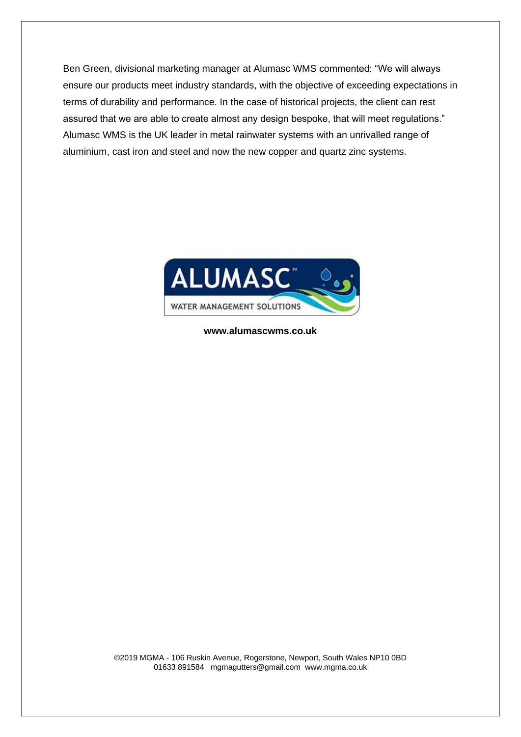Ben Green, divisional marketing manager at Alumasc WMS commented: "We will always ensure our products meet industry standards, with the objective of exceeding expectations in terms of durability and performance. In the case of historical projects, the client can rest assured that we are able to create almost any design bespoke, that will meet regulations." Alumasc WMS is the UK leader in metal rainwater systems with an unrivalled range of aluminium, cast iron and steel and now the new copper and quartz zinc systems.

ALUMASC™

WATER MANAGEMENT SOLUTIONS

**www.alumascwms.co.uk**

©2019 MGMA - 106 Ruskin Avenue, Rogerstone, Newport, South Wales NP10 0BD
01633 891584 mgmagutters@gmail.com www.mgma.co.uk